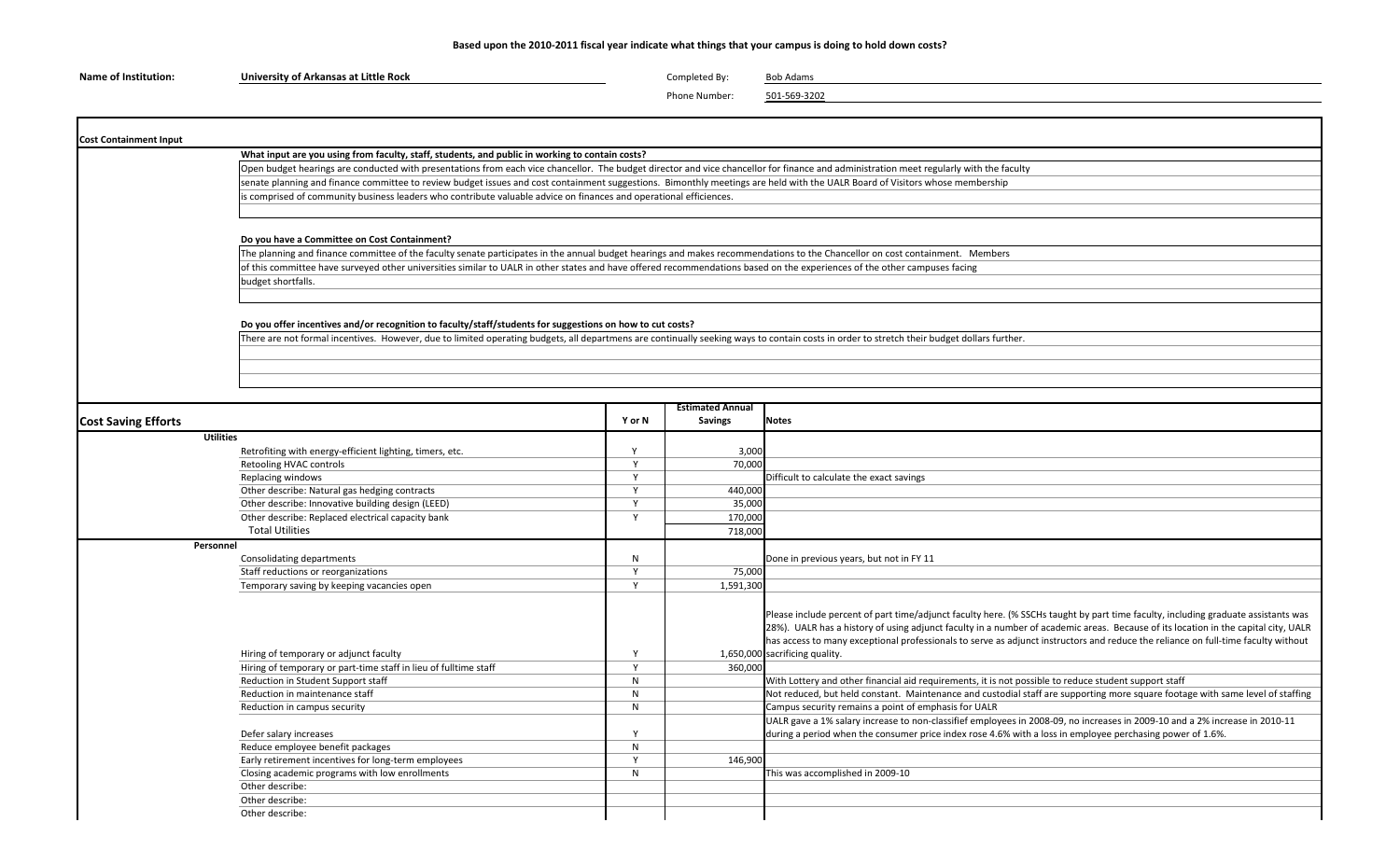**Based upon the 2010-2011 fiscal year indicate what things that your campus is doing to hold down costs?**

**Name of Institution:** University of Arkansas at Little Rock

Completed By: Bob Adams

Phone Number: 501-569-3202

## Cost Containment Input

**What input are you using from faculty, staff, students, and public in working to contain costs?**

Open budget hearings are conducted with presentations from each vice chancellor. The budget director and vice chancellor for finance and administration meet regularly with the faculty senate planning and finance committee to review budget issues and cost containment suggestions. Bimonthly meetings are held with the UALR Board of Visitors whose membership is comprised of community business leaders who contribute valuable advice on finances and operational efficiences.

**Do you have a Committee on Cost Containment?**

The planning and finance committee of the faculty senate participates in the annual budget hearings and makes recommendations to the Chancellor on cost containment. Members of this committee have surveyed other universities similar to UALR in other states and have offered recommendations based on the experiences of the other campuses facing budget shortfalls.

**Do you offer incentives and/or recognition to faculty/staff/students for suggestions on how to cut costs?**

There are not formal incentives. However, due to limited operating budgets, all departmens are continually seeking ways to contain costs in order to stretch their budget dollars further.

## Cost Saving Efforts

| | Y or N | Estimated Annual Savings | Notes |
|---|---|---|---|
| **Utilities** | | | |
| Retrofiting with energy-efficient lighting, timers, etc. | Y | 3,000 | |
| Retooling HVAC controls | Y | 70,000 | |
| Replacing windows | Y | | Difficult to calculate the exact savings |
| Other describe: Natural gas hedging contracts | Y | 440,000 | |
| Other describe: Innovative building design (LEED) | Y | 35,000 | |
| Other describe: Replaced electrical capacity bank | Y | 170,000 | |
| Total Utilities | | 718,000 | |
| **Personnel** | | | |
| Consolidating departments | N | | Done in previous years, but not in FY 11 |
| Staff reductions or reorganizations | Y | 75,000 | |
| Temporary saving by keeping vacancies open | Y | 1,591,300 | |
| Hiring of temporary or adjunct faculty | Y | 1,650,000 | Please include percent of part time/adjunct faculty here. (% SSCHs taught by part time faculty, including graduate assistants was 28%). UALR has a history of using adjunct faculty in a number of academic areas. Because of its location in the capital city, UALR has access to many exceptional professionals to serve as adjunct instructors and reduce the reliance on full-time faculty without sacrificing quality. |
| Hiring of temporary or part-time staff in lieu of fulltime staff | Y | 360,000 | |
| Reduction in Student Support staff | N | | With Lottery and other financial aid requirements, it is not possible to reduce student support staff |
| Reduction in maintenance staff | N | | Not reduced, but held constant. Maintenance and custodial staff are supporting more square footage with same level of staffing |
| Reduction in campus security | N | | Campus security remains a point of emphasis for UALR |
| Defer salary increases | Y | | UALR gave a 1% salary increase to non-classifief employees in 2008-09, no increases in 2009-10 and a 2% increase in 2010-11 during a period when the consumer price index rose 4.6% with a loss in employee perchasing power of 1.6%. |
| Reduce employee benefit packages | N | | |
| Early retirement incentives for long-term employees | Y | 146,900 | |
| Closing academic programs with low enrollments | N | | This was accomplished in 2009-10 |
| Other describe: | | | |
| Other describe: | | | |
| Other describe: | | | |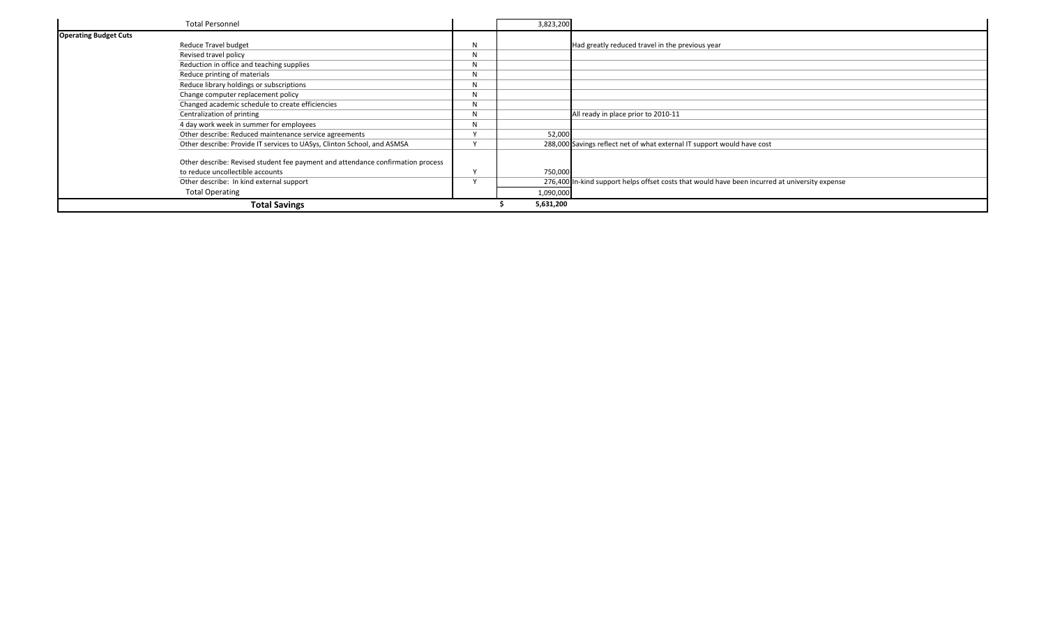| | | | | |
|---|---|---|---|---|
| | Total Personnel | | 3,823,200 | |
| **Operating Budget Cuts** | | | | |
| | Reduce Travel budget | N | | Had greatly reduced travel in the previous year |
| | Revised travel policy | N | | |
| | Reduction in office and teaching supplies | N | | |
| | Reduce printing of materials | N | | |
| | Reduce library holdings or subscriptions | N | | |
| | Change computer replacement policy | N | | |
| | Changed academic schedule to create efficiencies | N | | |
| | Centralization of printing | N | | All ready in place prior to 2010-11 |
| | 4 day work week in summer for employees | N | | |
| | Other describe: Reduced maintenance service agreements | Y | 52,000 | |
| | Other describe: Provide IT services to UASys, Clinton School, and ASMSA | Y | 288,000 | Savings reflect net of what external IT support would have cost |
| | Other describe: Revised student fee payment and attendance confirmation process to reduce uncollectible accounts | Y | 750,000 | |
| | Other describe: In kind external support | Y | 276,400 | In-kind support helps offset costs that would have been incurred at university expense |
| | Total Operating | | 1,090,000 | |
| | **Total Savings** | | **$ 5,631,200** | |